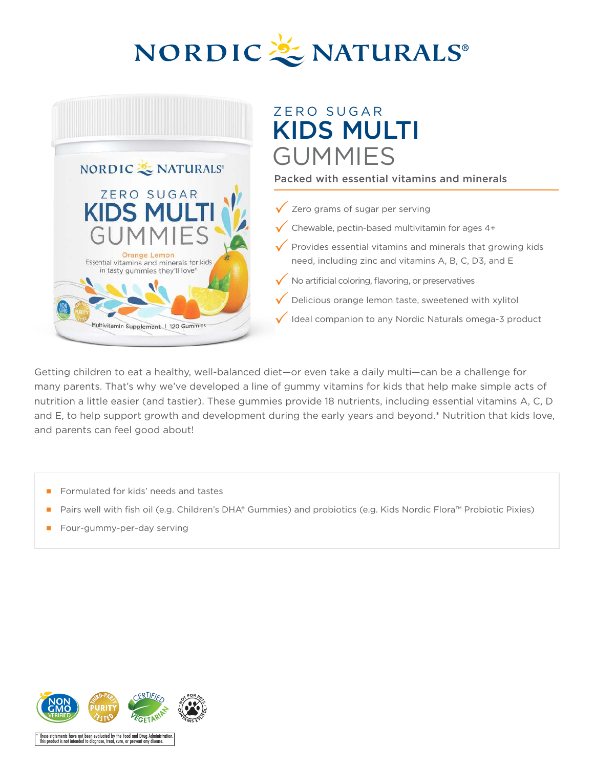# NORDIC NATURALS®

ZERO SUGAR

# KIDS MULTI GUMMIES

**Packed with essential vitamins and minerals**

- ✓ Zero grams of sugar per serving
- ✓ Chewable, pectin-based multivitamin for ages 4+
- ✓ Provides essential vitamins and minerals that growing kids need, including zinc and vitamins A, B, C, D3, and E
- ✓ No artificial coloring, flavoring, or preservatives
- ✓ Delicious orange lemon taste, sweetened with xylitol
- ✓ Ideal companion to any Nordic Naturals omega-3 product

Getting children to eat a healthy, well-balanced diet—or even take a daily multi—can be a challenge for many parents. That's why we've developed a line of gummy vitamins for kids that help make simple acts of nutrition a little easier (and tastier). These gummies provide 18 nutrients, including essential vitamins A, C, D and E, to help support growth and development during the early years and beyond.* Nutrition that kids love, and parents can feel good about!

- Formulated for kids' needs and tastes
- Pairs well with fish oil (e.g. Children's DHA® Gummies) and probiotics (e.g. Kids Nordic Flora™ Probiotic Pixies)
- Four-gummy-per-day serving

NON GMO VERIFIED | THIRD-PARTY PURITY TESTED | CERTIFIED VEGETARIAN | NOT FOR PETS CONTAINS XYLITOL

* These statements have not been evaluated by the Food and Drug Administration. This product is not intended to diagnose, treat, cure, or prevent any disease.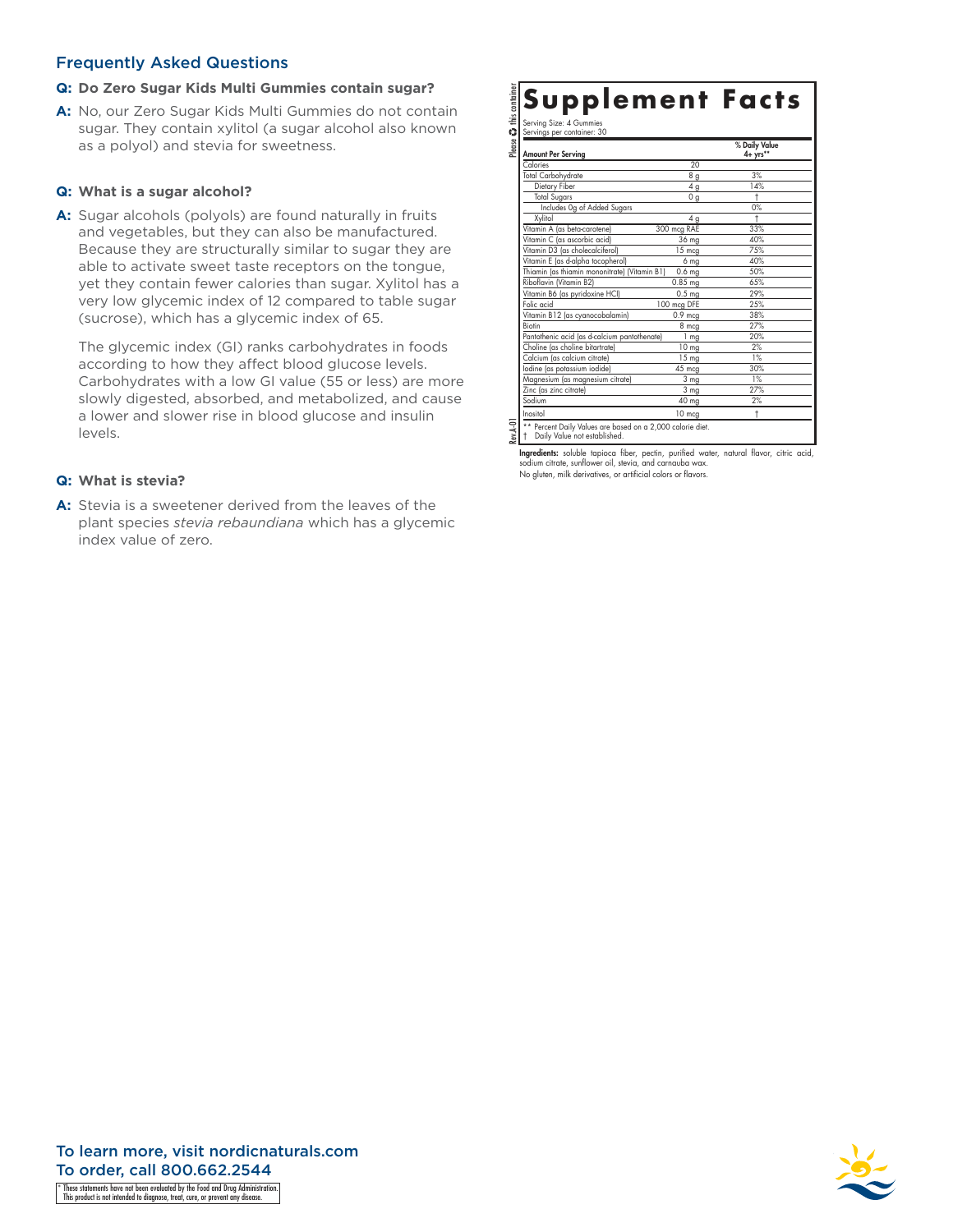## Frequently Asked Questions

**Q: Do Zero Sugar Kids Multi Gummies contain sugar?**

**A:** No, our Zero Sugar Kids Multi Gummies do not contain sugar. They contain xylitol (a sugar alcohol also known as a polyol) and stevia for sweetness.

**Q: What is a sugar alcohol?**

**A:** Sugar alcohols (polyols) are found naturally in fruits and vegetables, but they can also be manufactured. Because they are structurally similar to sugar they are able to activate sweet taste receptors on the tongue, yet they contain fewer calories than sugar. Xylitol has a very low glycemic index of 12 compared to table sugar (sucrose), which has a glycemic index of 65.

The glycemic index (GI) ranks carbohydrates in foods according to how they affect blood glucose levels. Carbohydrates with a low GI value (55 or less) are more slowly digested, absorbed, and metabolized, and cause a lower and slower rise in blood glucose and insulin levels.

**Q: What is stevia?**

**A:** Stevia is a sweetener derived from the leaves of the plant species *stevia rebaundiana* which has a glycemic index value of zero.

# Supplement Facts

Serving Size: 4 Gummies
Servings per container: 30

| Amount Per Serving | | % Daily Value 4+ yrs** |
|---|---|---|
| Calories | 20 | |
| Total Carbohydrate | 8 g | 3% |
| Dietary Fiber | 4 g | 14% |
| Total Sugars | 0 g | † |
| Includes 0g of Added Sugars | | 0% |
| Xylitol | 4 g | † |
| Vitamin A (as beta-carotene) | 300 mcg RAE | 33% |
| Vitamin C (as ascorbic acid) | 36 mg | 40% |
| Vitamin D3 (as cholecalciferol) | 15 mcg | 75% |
| Vitamin E (as d-alpha tocopherol) | 6 mg | 40% |
| Thiamin (as thiamin mononitrate) (Vitamin B1) | 0.6 mg | 50% |
| Riboflavin (Vitamin B2) | 0.85 mg | 65% |
| Vitamin B6 (as pyridoxine HCl) | 0.5 mg | 29% |
| Folic acid | 100 mcg DFE | 25% |
| Vitamin B12 (as cyanocobalamin) | 0.9 mcg | 38% |
| Biotin | 8 mcg | 27% |
| Pantothenic acid (as d-calcium pantothenate) | 1 mg | 20% |
| Choline (as choline bitartrate) | 10 mg | 2% |
| Calcium (as calcium citrate) | 15 mg | 1% |
| Iodine (as potassium iodide) | 45 mcg | 30% |
| Magnesium (as magnesium citrate) | 3 mg | 1% |
| Zinc (as zinc citrate) | 3 mg | 27% |
| Sodium | 40 mg | 2% |
| Inositol | 10 mcg | † |

** Percent Daily Values are based on a 2,000 calorie diet.
† Daily Value not established.

Please ♻ this container

Rev.A-01

**Ingredients:** soluble tapioca fiber, pectin, purified water, natural flavor, citric acid, sodium citrate, sunflower oil, stevia, and carnauba wax.
No gluten, milk derivatives, or artificial colors or flavors.

To learn more, visit nordicnaturals.com
To order, call 800.662.2544

* These statements have not been evaluated by the Food and Drug Administration. This product is not intended to diagnose, treat, cure, or prevent any disease.